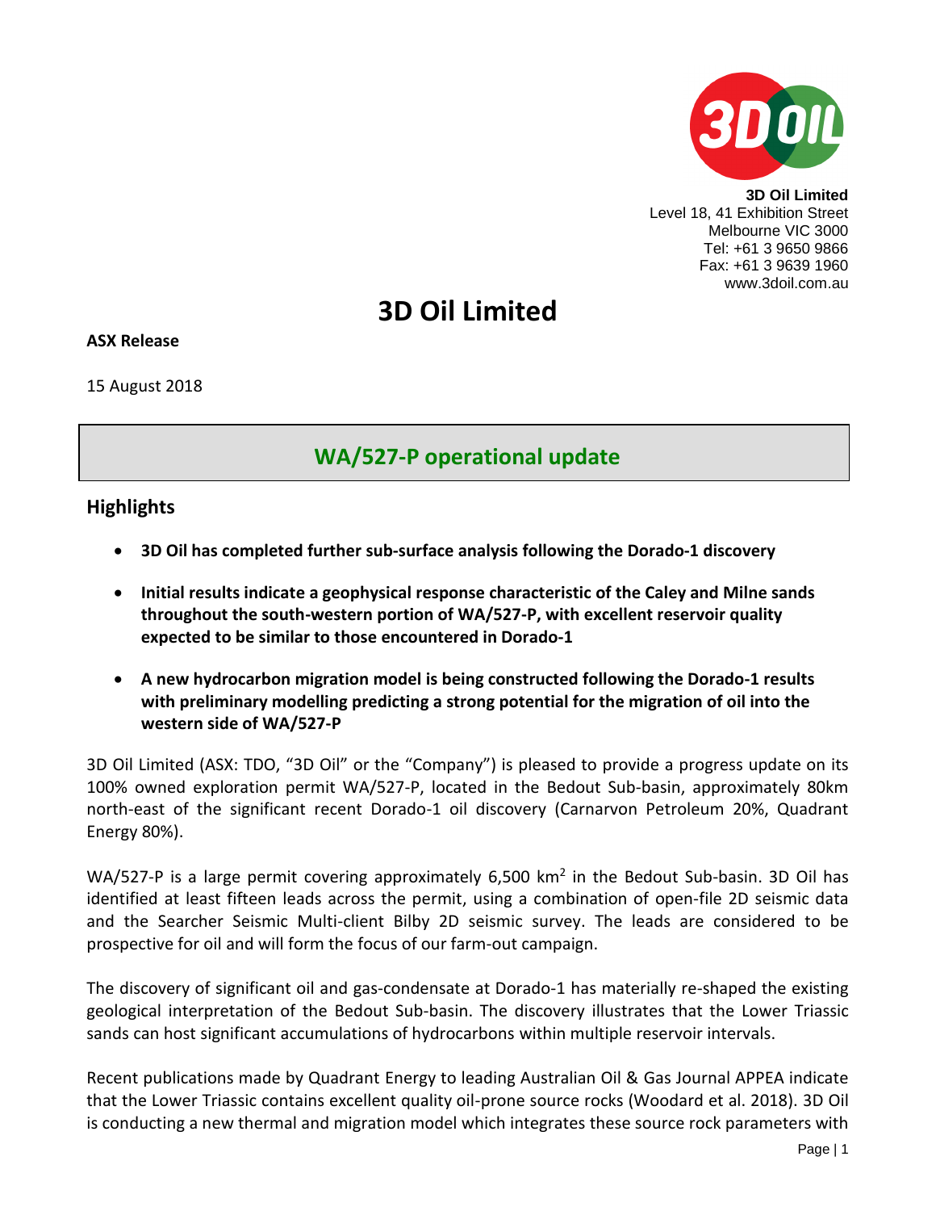**3D Oil Limited**
Level 18, 41 Exhibition Street
Melbourne VIC 3000
Tel: +61 3 9650 9866
Fax: +61 3 9639 1960
www.3doil.com.au

# 3D Oil Limited

**ASX Release**

15 August 2018

## WA/527-P operational update

## Highlights

- **3D Oil has completed further sub-surface analysis following the Dorado-1 discovery**
- **Initial results indicate a geophysical response characteristic of the Caley and Milne sands throughout the south-western portion of WA/527-P, with excellent reservoir quality expected to be similar to those encountered in Dorado-1**
- **A new hydrocarbon migration model is being constructed following the Dorado-1 results with preliminary modelling predicting a strong potential for the migration of oil into the western side of WA/527-P**

3D Oil Limited (ASX: TDO, "3D Oil" or the "Company") is pleased to provide a progress update on its 100% owned exploration permit WA/527-P, located in the Bedout Sub-basin, approximately 80km north-east of the significant recent Dorado-1 oil discovery (Carnarvon Petroleum 20%, Quadrant Energy 80%).

WA/527-P is a large permit covering approximately 6,500 km$^2$ in the Bedout Sub-basin. 3D Oil has identified at least fifteen leads across the permit, using a combination of open-file 2D seismic data and the Searcher Seismic Multi-client Bilby 2D seismic survey. The leads are considered to be prospective for oil and will form the focus of our farm-out campaign.

The discovery of significant oil and gas-condensate at Dorado-1 has materially re-shaped the existing geological interpretation of the Bedout Sub-basin. The discovery illustrates that the Lower Triassic sands can host significant accumulations of hydrocarbons within multiple reservoir intervals.

Recent publications made by Quadrant Energy to leading Australian Oil & Gas Journal APPEA indicate that the Lower Triassic contains excellent quality oil-prone source rocks (Woodard et al. 2018). 3D Oil is conducting a new thermal and migration model which integrates these source rock parameters with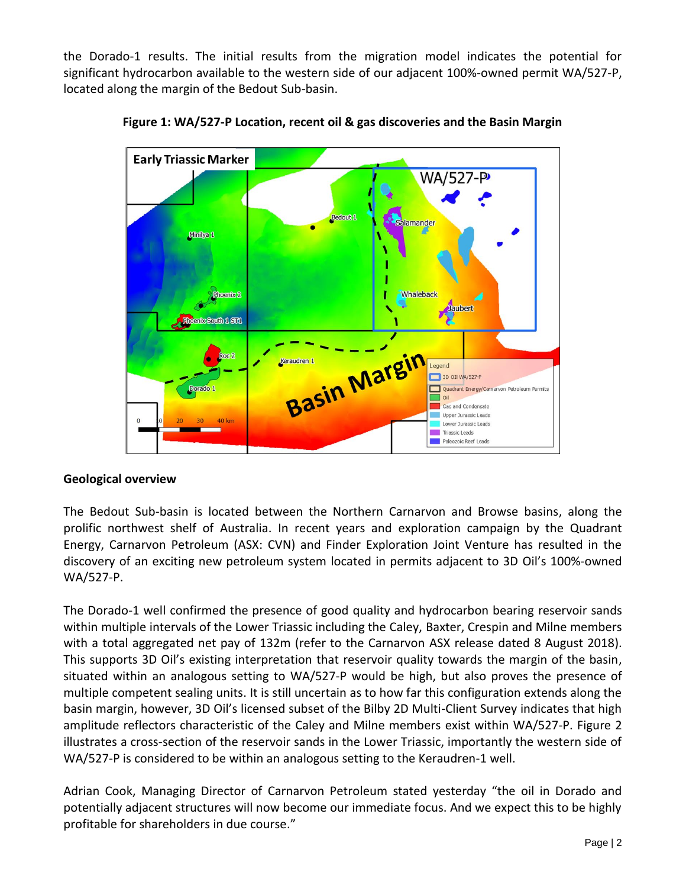the Dorado-1 results. The initial results from the migration model indicates the potential for significant hydrocarbon available to the western side of our adjacent 100%-owned permit WA/527-P, located along the margin of the Bedout Sub-basin.

**Figure 1: WA/527-P Location, recent oil & gas discoveries and the Basin Margin**

**Geological overview**

The Bedout Sub-basin is located between the Northern Carnarvon and Browse basins, along the prolific northwest shelf of Australia. In recent years and exploration campaign by the Quadrant Energy, Carnarvon Petroleum (ASX: CVN) and Finder Exploration Joint Venture has resulted in the discovery of an exciting new petroleum system located in permits adjacent to 3D Oil's 100%-owned WA/527-P.

The Dorado-1 well confirmed the presence of good quality and hydrocarbon bearing reservoir sands within multiple intervals of the Lower Triassic including the Caley, Baxter, Crespin and Milne members with a total aggregated net pay of 132m (refer to the Carnarvon ASX release dated 8 August 2018). This supports 3D Oil's existing interpretation that reservoir quality towards the margin of the basin, situated within an analogous setting to WA/527-P would be high, but also proves the presence of multiple competent sealing units. It is still uncertain as to how far this configuration extends along the basin margin, however, 3D Oil's licensed subset of the Bilby 2D Multi-Client Survey indicates that high amplitude reflectors characteristic of the Caley and Milne members exist within WA/527-P. Figure 2 illustrates a cross-section of the reservoir sands in the Lower Triassic, importantly the western side of WA/527-P is considered to be within an analogous setting to the Keraudren-1 well.

Adrian Cook, Managing Director of Carnarvon Petroleum stated yesterday "the oil in Dorado and potentially adjacent structures will now become our immediate focus. And we expect this to be highly profitable for shareholders in due course."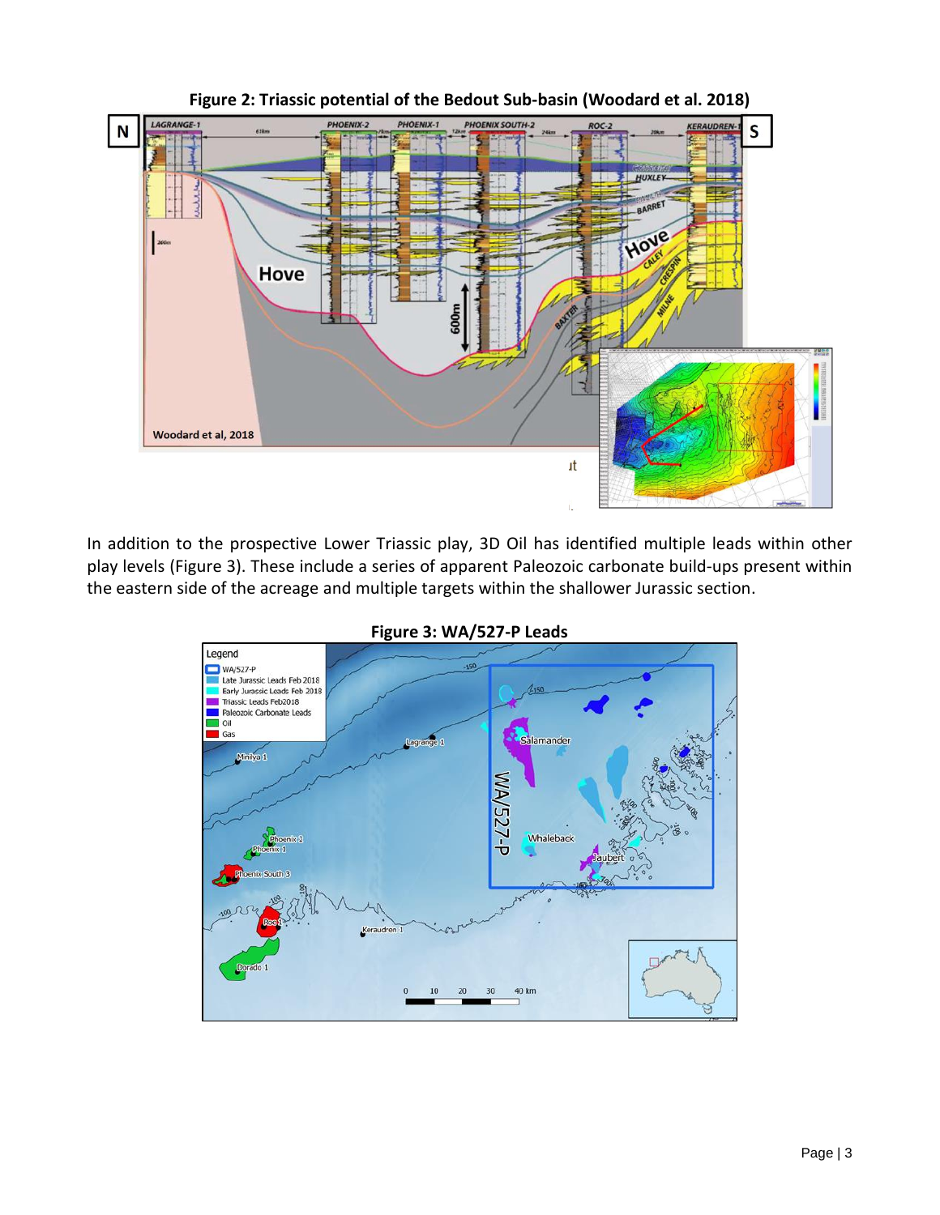**Figure 2: Triassic potential of the Bedout Sub-basin (Woodard et al. 2018)**

In addition to the prospective Lower Triassic play, 3D Oil has identified multiple leads within other play levels (Figure 3). These include a series of apparent Paleozoic carbonate build-ups present within the eastern side of the acreage and multiple targets within the shallower Jurassic section.

**Figure 3: WA/527-P Leads**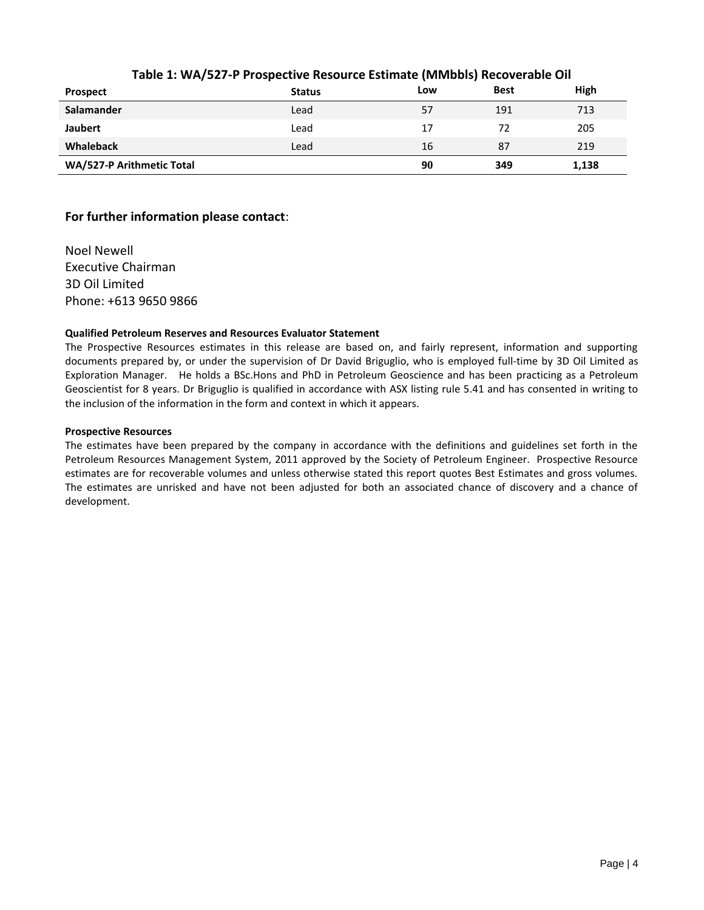**Table 1: WA/527-P Prospective Resource Estimate (MMbbls) Recoverable Oil**

| Prospect | Status | Low | Best | High |
|---|---|---|---|---|
| **Salamander** | Lead | 57 | 191 | 713 |
| **Jaubert** | Lead | 17 | 72 | 205 |
| **Whaleback** | Lead | 16 | 87 | 219 |
| **WA/527-P Arithmetic Total** | | **90** | **349** | **1,138** |

## **For further information please contact**:

Noel Newell
Executive Chairman
3D Oil Limited
Phone: +613 9650 9866

**Qualified Petroleum Reserves and Resources Evaluator Statement**

The Prospective Resources estimates in this release are based on, and fairly represent, information and supporting documents prepared by, or under the supervision of Dr David Briguglio, who is employed full-time by 3D Oil Limited as Exploration Manager. He holds a BSc.Hons and PhD in Petroleum Geoscience and has been practicing as a Petroleum Geoscientist for 8 years. Dr Briguglio is qualified in accordance with ASX listing rule 5.41 and has consented in writing to the inclusion of the information in the form and context in which it appears.

**Prospective Resources**

The estimates have been prepared by the company in accordance with the definitions and guidelines set forth in the Petroleum Resources Management System, 2011 approved by the Society of Petroleum Engineer. Prospective Resource estimates are for recoverable volumes and unless otherwise stated this report quotes Best Estimates and gross volumes. The estimates are unrisked and have not been adjusted for both an associated chance of discovery and a chance of development.